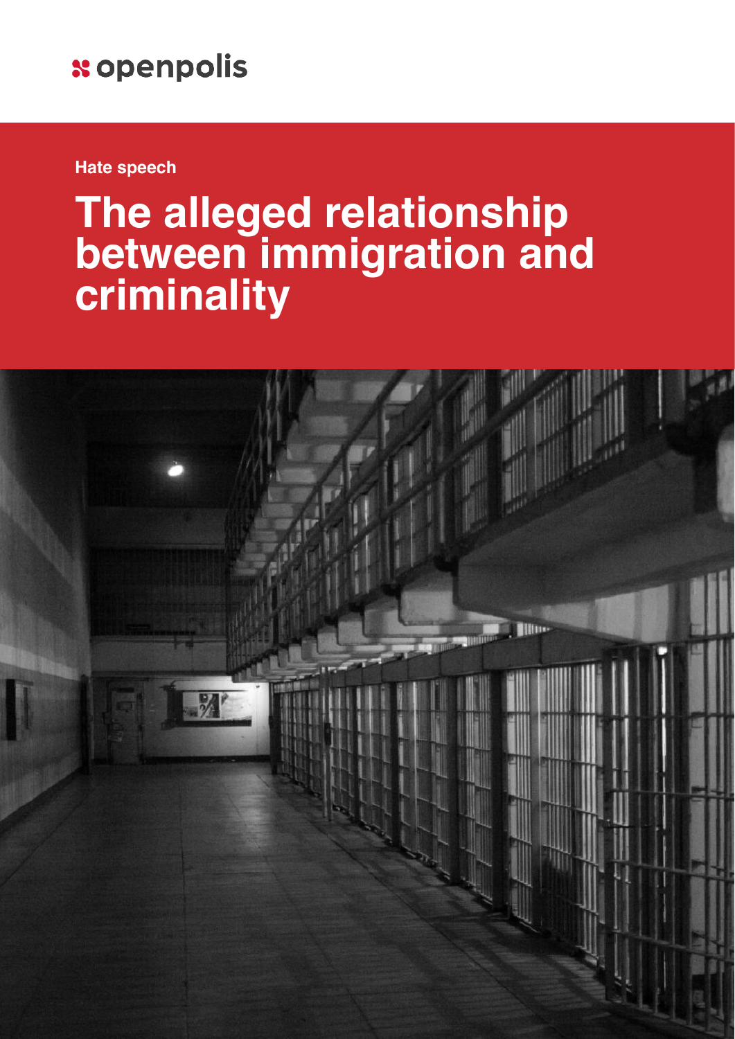openpolis

Hate speech

# The alleged relationship between immigration and criminality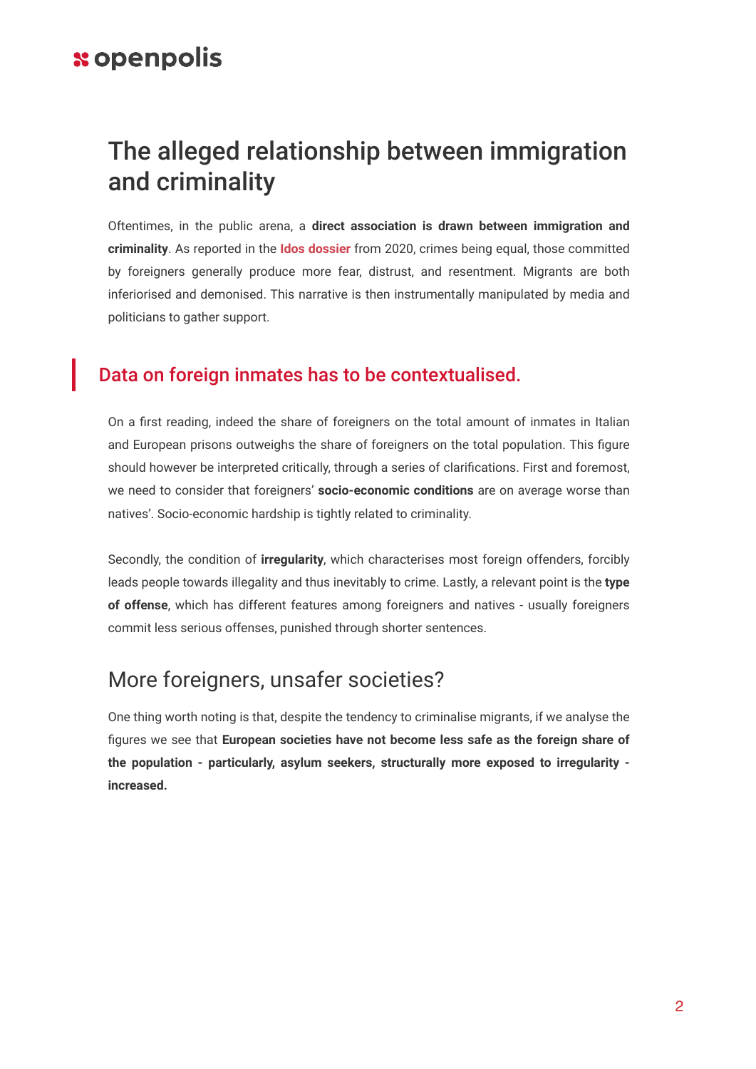# The alleged relationship between immigration and criminality

Oftentimes, in the public arena, a **direct association is drawn between immigration and criminality**. As reported in the Idos dossier from 2020, crimes being equal, those committed by foreigners generally produce more fear, distrust, and resentment. Migrants are both inferiorised and demonised. This narrative is then instrumentally manipulated by media and politicians to gather support.

## Data on foreign inmates has to be contextualised.

On a first reading, indeed the share of foreigners on the total amount of inmates in Italian and European prisons outweighs the share of foreigners on the total population. This figure should however be interpreted critically, through a series of clarifications. First and foremost, we need to consider that foreigners' **socio-economic conditions** are on average worse than natives'. Socio-economic hardship is tightly related to criminality.

Secondly, the condition of **irregularity**, which characterises most foreign offenders, forcibly leads people towards illegality and thus inevitably to crime. Lastly, a relevant point is the **type of offense**, which has different features among foreigners and natives - usually foreigners commit less serious offenses, punished through shorter sentences.

## More foreigners, unsafer societies?

One thing worth noting is that, despite the tendency to criminalise migrants, if we analyse the figures we see that **European societies have not become less safe as the foreign share of the population - particularly, asylum seekers, structurally more exposed to irregularity - increased.**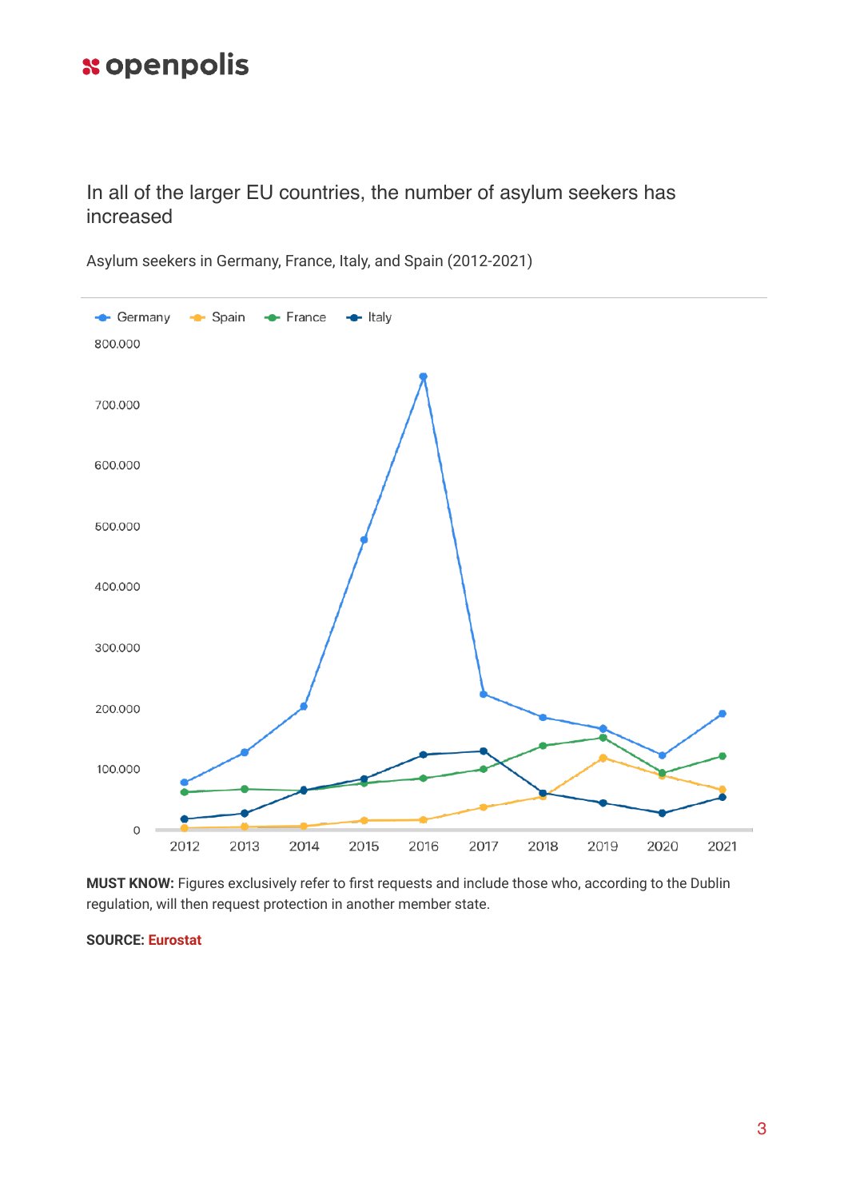## In all of the larger EU countries, the number of asylum seekers has increased

Asylum seekers in Germany, France, Italy, and Spain (2012-2021)

**MUST KNOW:** Figures exclusively refer to first requests and include those who, according to the Dublin regulation, will then request protection in another member state.

**SOURCE:** Eurostat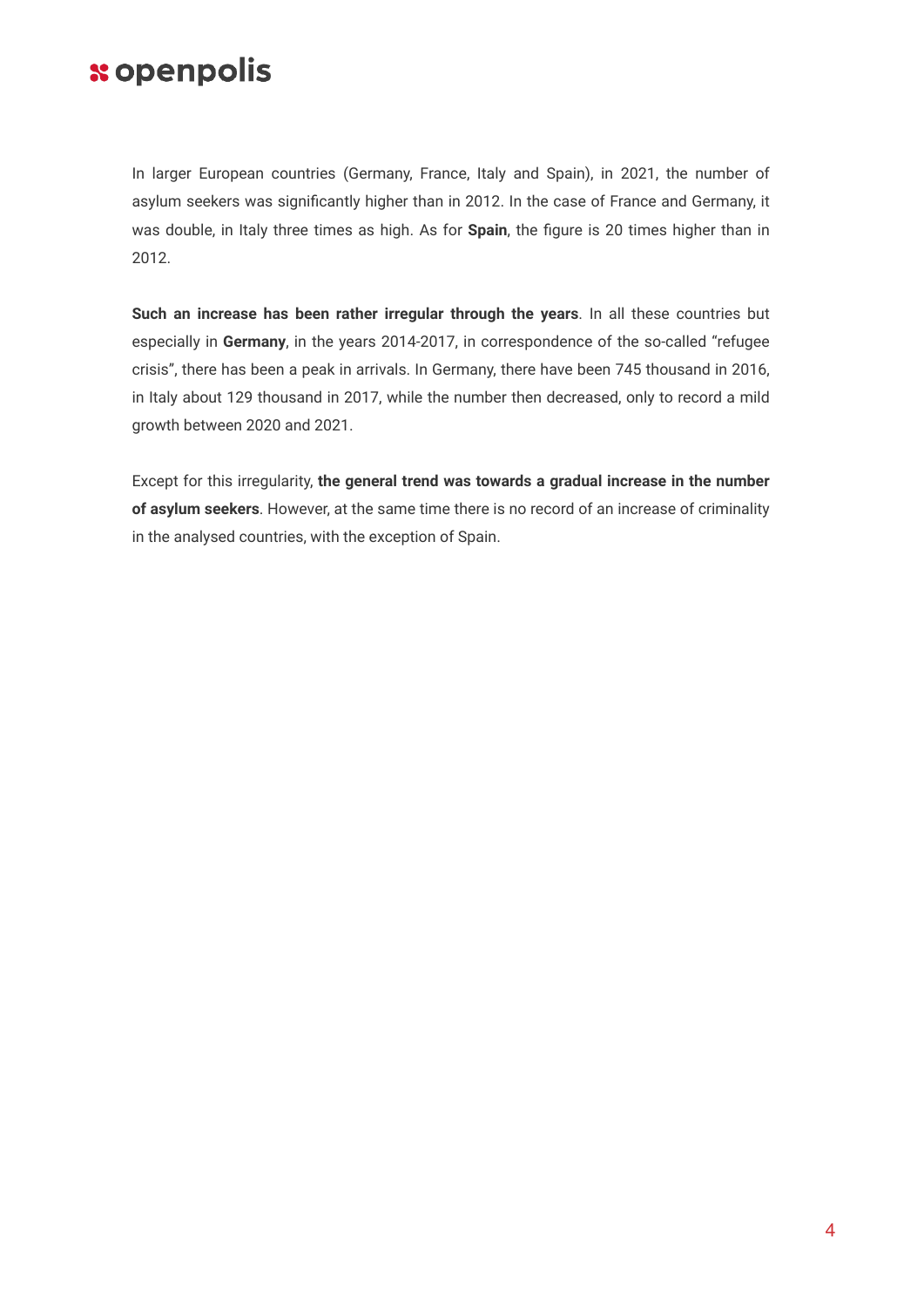In larger European countries (Germany, France, Italy and Spain), in 2021, the number of asylum seekers was significantly higher than in 2012. In the case of France and Germany, it was double, in Italy three times as high. As for **Spain**, the figure is 20 times higher than in 2012.

**Such an increase has been rather irregular through the years**. In all these countries but especially in **Germany**, in the years 2014-2017, in correspondence of the so-called "refugee crisis", there has been a peak in arrivals. In Germany, there have been 745 thousand in 2016, in Italy about 129 thousand in 2017, while the number then decreased, only to record a mild growth between 2020 and 2021.

Except for this irregularity, **the general trend was towards a gradual increase in the number of asylum seekers**. However, at the same time there is no record of an increase of criminality in the analysed countries, with the exception of Spain.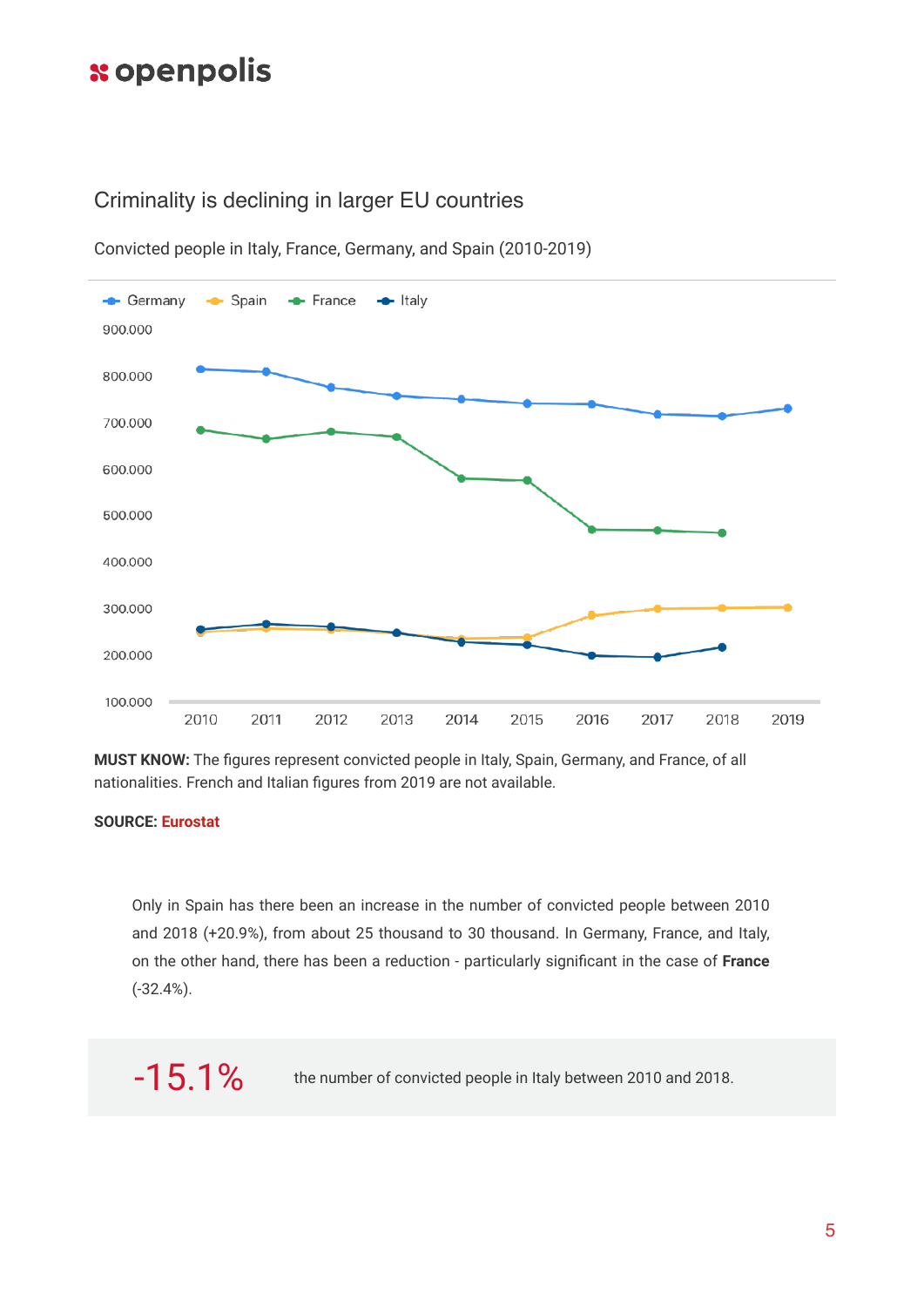## Criminality is declining in larger EU countries

Convicted people in Italy, France, Germany, and Spain (2010-2019)

**MUST KNOW:** The figures represent convicted people in Italy, Spain, Germany, and France, of all nationalities. French and Italian figures from 2019 are not available.

**SOURCE:** Eurostat

Only in Spain has there been an increase in the number of convicted people between 2010 and 2018 (+20.9%), from about 25 thousand to 30 thousand. In Germany, France, and Italy, on the other hand, there has been a reduction - particularly significant in the case of **France** (-32.4%).

**-15.1%** the number of convicted people in Italy between 2010 and 2018.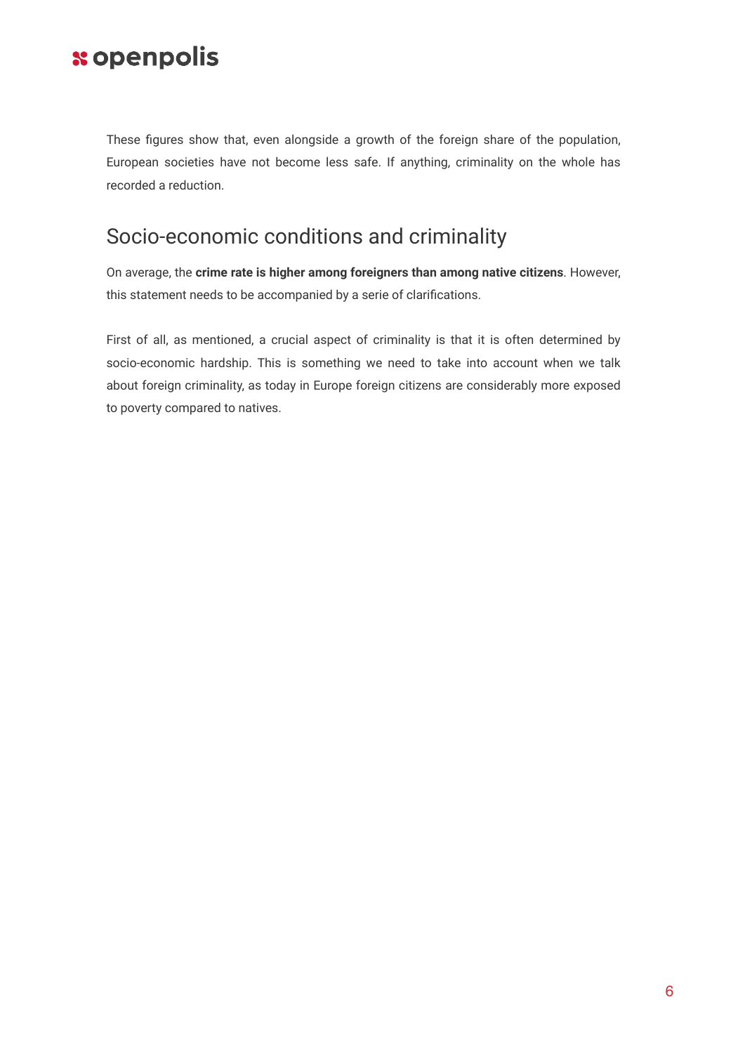These figures show that, even alongside a growth of the foreign share of the population, European societies have not become less safe. If anything, criminality on the whole has recorded a reduction.

## Socio-economic conditions and criminality

On average, the **crime rate is higher among foreigners than among native citizens**. However, this statement needs to be accompanied by a serie of clarifications.

First of all, as mentioned, a crucial aspect of criminality is that it is often determined by socio-economic hardship. This is something we need to take into account when we talk about foreign criminality, as today in Europe foreign citizens are considerably more exposed to poverty compared to natives.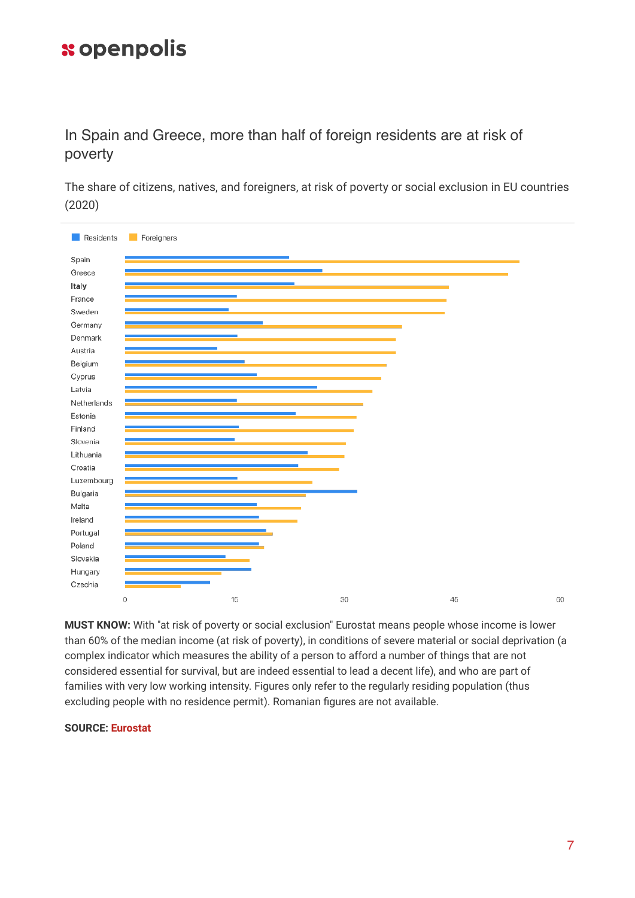## In Spain and Greece, more than half of foreign residents are at risk of poverty

The share of citizens, natives, and foreigners, at risk of poverty or social exclusion in EU countries (2020)

**MUST KNOW:** With "at risk of poverty or social exclusion" Eurostat means people whose income is lower than 60% of the median income (at risk of poverty), in conditions of severe material or social deprivation (a complex indicator which measures the ability of a person to afford a number of things that are not considered essential for survival, but are indeed essential to lead a decent life), and who are part of families with very low working intensity. Figures only refer to the regularly residing population (thus excluding people with no residence permit). Romanian figures are not available.

**SOURCE:** Eurostat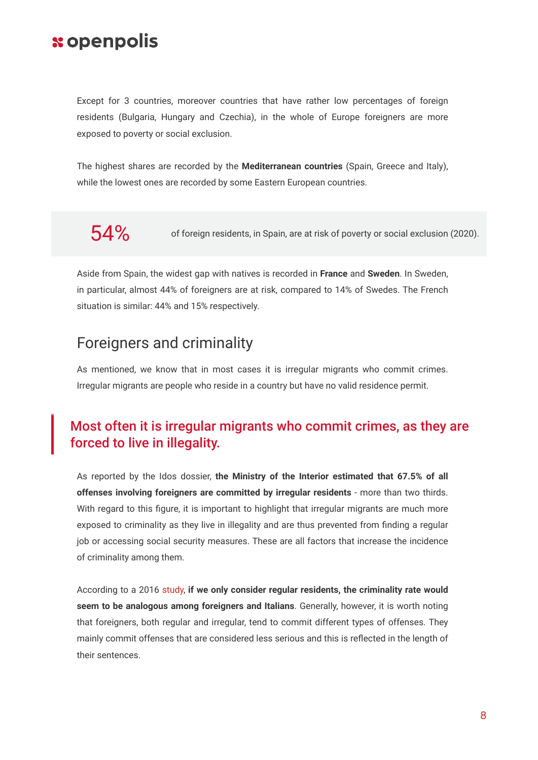Except for 3 countries, moreover countries that have rather low percentages of foreign residents (Bulgaria, Hungary and Czechia), in the whole of Europe foreigners are more exposed to poverty or social exclusion.

The highest shares are recorded by the **Mediterranean countries** (Spain, Greece and Italy), while the lowest ones are recorded by some Eastern European countries.

> **54%** of foreign residents, in Spain, are at risk of poverty or social exclusion (2020).

Aside from Spain, the widest gap with natives is recorded in **France** and **Sweden**. In Sweden, in particular, almost 44% of foreigners are at risk, compared to 14% of Swedes. The French situation is similar: 44% and 15% respectively.

## Foreigners and criminality

As mentioned, we know that in most cases it is irregular migrants who commit crimes. Irregular migrants are people who reside in a country but have no valid residence permit.

> **Most often it is irregular migrants who commit crimes, as they are forced to live in illegality.**

As reported by the Idos dossier, **the Ministry of the Interior estimated that 67.5% of all offenses involving foreigners are committed by irregular residents** - more than two thirds. With regard to this figure, it is important to highlight that irregular migrants are much more exposed to criminality as they live in illegality and are thus prevented from finding a regular job or accessing social security measures. These are all factors that increase the incidence of criminality among them.

According to a 2016 study, **if we only consider regular residents, the criminality rate would seem to be analogous among foreigners and Italians**. Generally, however, it is worth noting that foreigners, both regular and irregular, tend to commit different types of offenses. They mainly commit offenses that are considered less serious and this is reflected in the length of their sentences.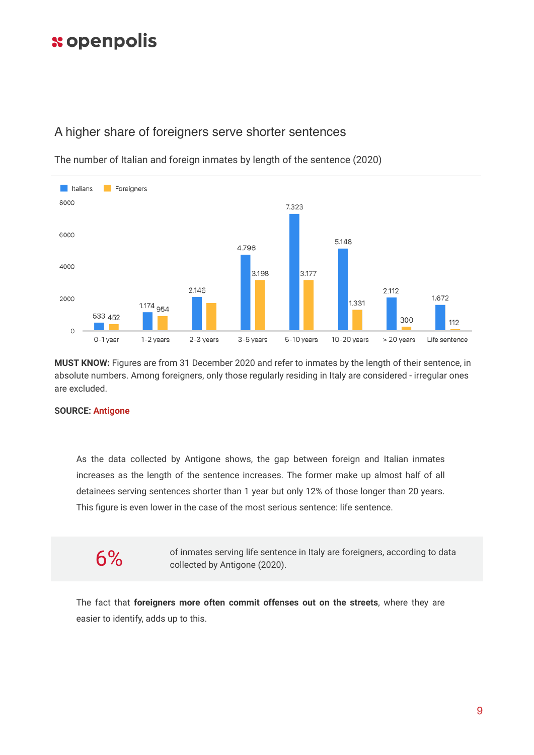## A higher share of foreigners serve shorter sentences

The number of Italian and foreign inmates by length of the sentence (2020)

| | Italians | Foreigners |
|---|---|---|
| 0-1 year | 533 | 452 |
| 1-2 years | 1.174 | 954 |
| 2-3 years | 2.146 | |
| 3-5 years | 4.796 | 3.198 |
| 5-10 years | 7.323 | 3.177 |
| 10-20 years | 5.148 | 1.331 |
| > 20 years | 2.112 | 300 |
| Life sentence | 1.672 | 112 |

**MUST KNOW:** Figures are from 31 December 2020 and refer to inmates by the length of their sentence, in absolute numbers. Among foreigners, only those regularly residing in Italy are considered - irregular ones are excluded.

**SOURCE:** Antigone

As the data collected by Antigone shows, the gap between foreign and Italian inmates increases as the length of the sentence increases. The former make up almost half of all detainees serving sentences shorter than 1 year but only 12% of those longer than 20 years. This figure is even lower in the case of the most serious sentence: life sentence.

**6%** of inmates serving life sentence in Italy are foreigners, according to data collected by Antigone (2020).

The fact that **foreigners more often commit offenses out on the streets**, where they are easier to identify, adds up to this.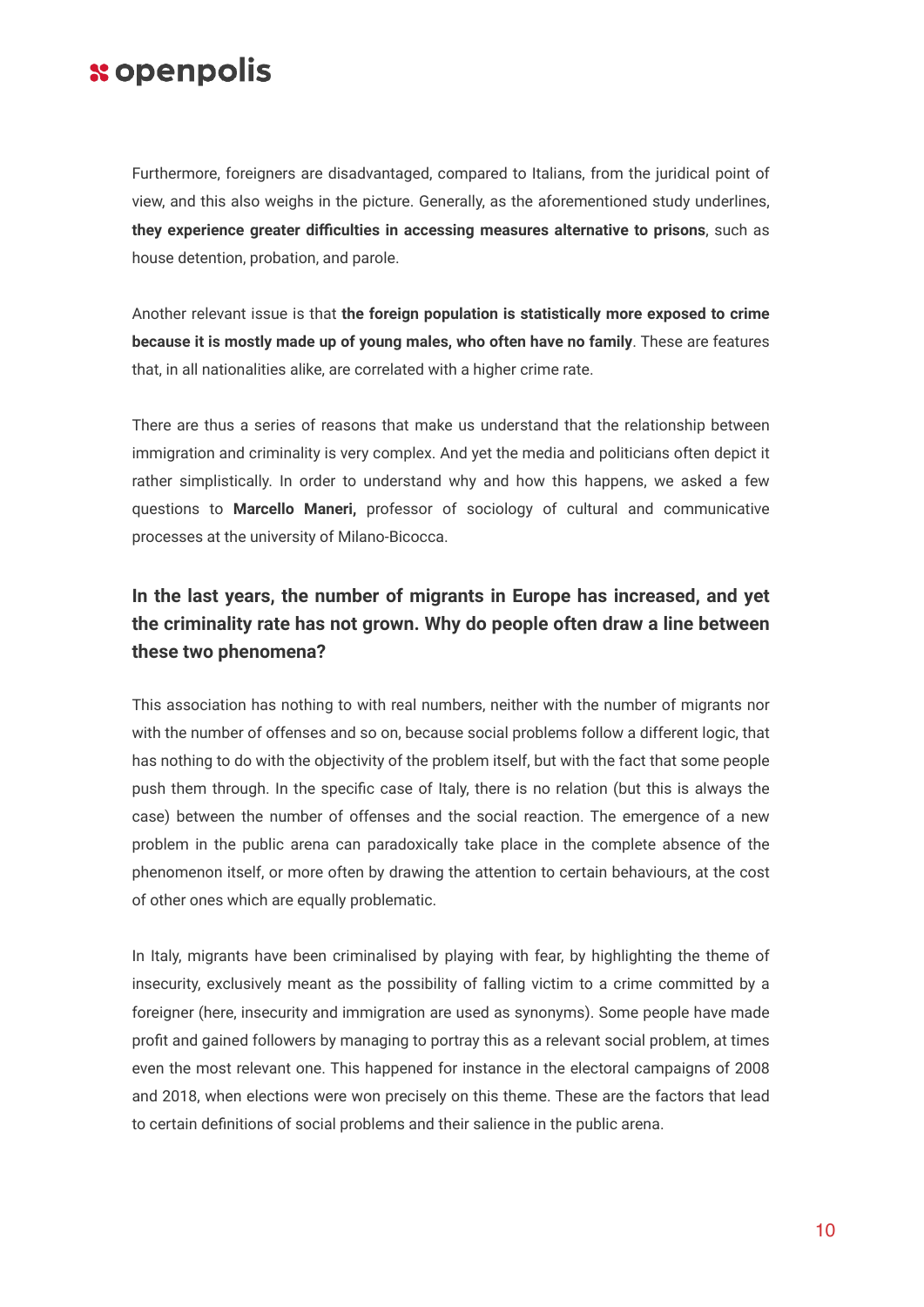Furthermore, foreigners are disadvantaged, compared to Italians, from the juridical point of view, and this also weighs in the picture. Generally, as the aforementioned study underlines, **they experience greater difficulties in accessing measures alternative to prisons**, such as house detention, probation, and parole.

Another relevant issue is that **the foreign population is statistically more exposed to crime because it is mostly made up of young males, who often have no family**. These are features that, in all nationalities alike, are correlated with a higher crime rate.

There are thus a series of reasons that make us understand that the relationship between immigration and criminality is very complex. And yet the media and politicians often depict it rather simplistically. In order to understand why and how this happens, we asked a few questions to **Marcello Maneri,** professor of sociology of cultural and communicative processes at the university of Milano-Bicocca.

### In the last years, the number of migrants in Europe has increased, and yet the criminality rate has not grown. Why do people often draw a line between these two phenomena?

This association has nothing to with real numbers, neither with the number of migrants nor with the number of offenses and so on, because social problems follow a different logic, that has nothing to do with the objectivity of the problem itself, but with the fact that some people push them through. In the specific case of Italy, there is no relation (but this is always the case) between the number of offenses and the social reaction. The emergence of a new problem in the public arena can paradoxically take place in the complete absence of the phenomenon itself, or more often by drawing the attention to certain behaviours, at the cost of other ones which are equally problematic.

In Italy, migrants have been criminalised by playing with fear, by highlighting the theme of insecurity, exclusively meant as the possibility of falling victim to a crime committed by a foreigner (here, insecurity and immigration are used as synonyms). Some people have made profit and gained followers by managing to portray this as a relevant social problem, at times even the most relevant one. This happened for instance in the electoral campaigns of 2008 and 2018, when elections were won precisely on this theme. These are the factors that lead to certain definitions of social problems and their salience in the public arena.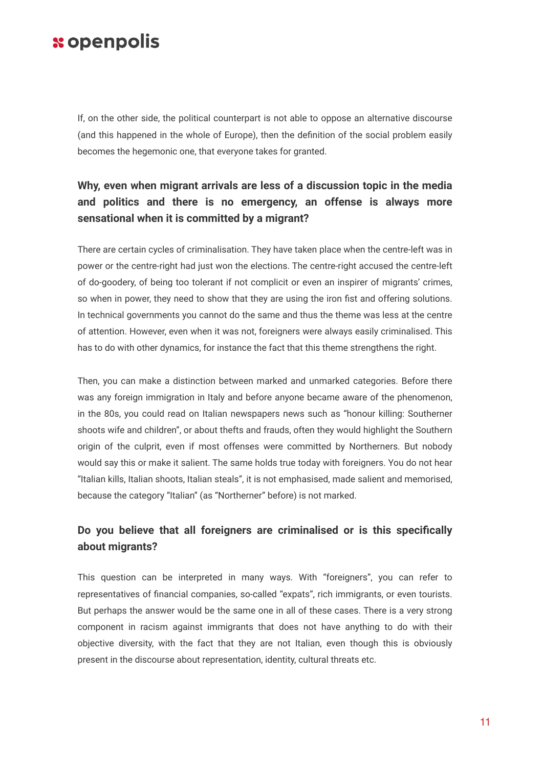If, on the other side, the political counterpart is not able to oppose an alternative discourse (and this happened in the whole of Europe), then the definition of the social problem easily becomes the hegemonic one, that everyone takes for granted.

### Why, even when migrant arrivals are less of a discussion topic in the media and politics and there is no emergency, an offense is always more sensational when it is committed by a migrant?

There are certain cycles of criminalisation. They have taken place when the centre-left was in power or the centre-right had just won the elections. The centre-right accused the centre-left of do-goodery, of being too tolerant if not complicit or even an inspirer of migrants' crimes, so when in power, they need to show that they are using the iron fist and offering solutions. In technical governments you cannot do the same and thus the theme was less at the centre of attention. However, even when it was not, foreigners were always easily criminalised. This has to do with other dynamics, for instance the fact that this theme strengthens the right.

Then, you can make a distinction between marked and unmarked categories. Before there was any foreign immigration in Italy and before anyone became aware of the phenomenon, in the 80s, you could read on Italian newspapers news such as "honour killing: Southerner shoots wife and children", or about thefts and frauds, often they would highlight the Southern origin of the culprit, even if most offenses were committed by Northerners. But nobody would say this or make it salient. The same holds true today with foreigners. You do not hear "Italian kills, Italian shoots, Italian steals", it is not emphasised, made salient and memorised, because the category "Italian" (as "Northerner" before) is not marked.

### Do you believe that all foreigners are criminalised or is this specifically about migrants?

This question can be interpreted in many ways. With "foreigners", you can refer to representatives of financial companies, so-called "expats", rich immigrants, or even tourists. But perhaps the answer would be the same one in all of these cases. There is a very strong component in racism against immigrants that does not have anything to do with their objective diversity, with the fact that they are not Italian, even though this is obviously present in the discourse about representation, identity, cultural threats etc.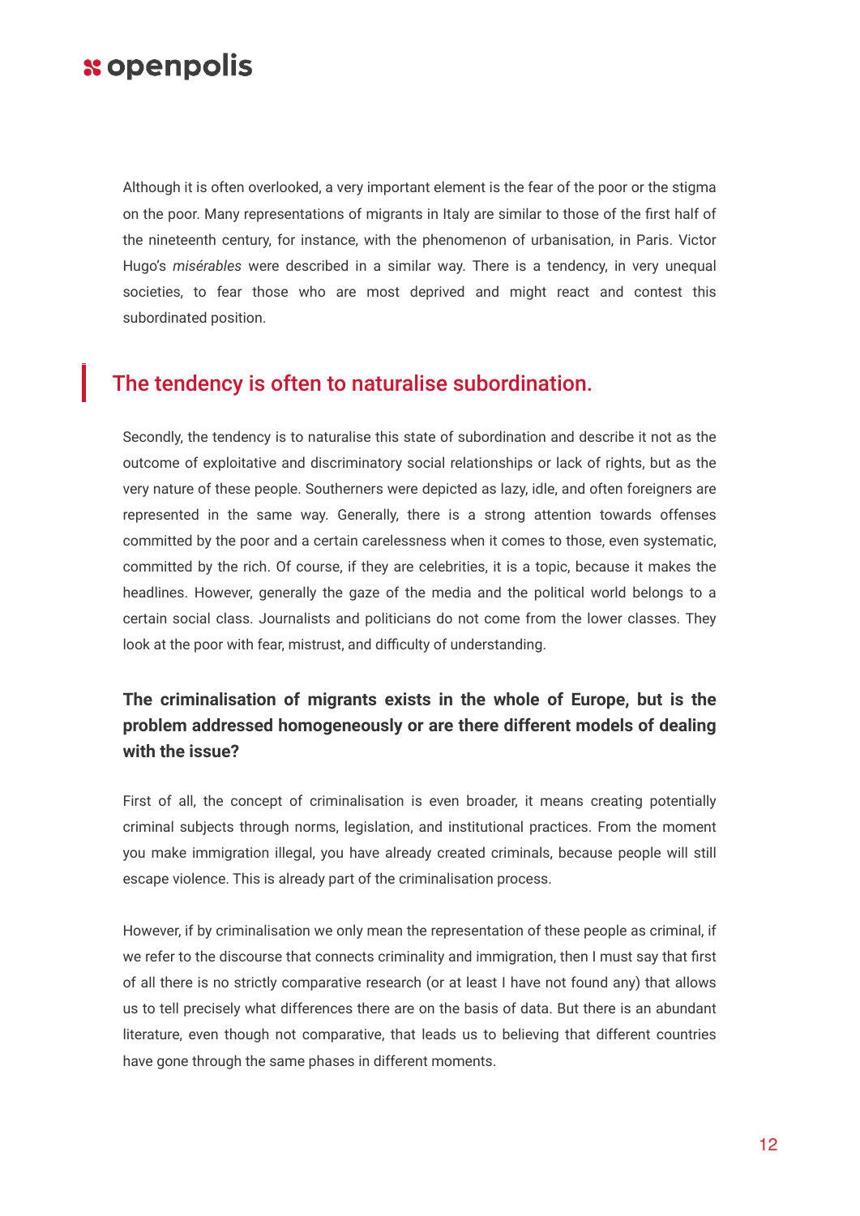Although it is often overlooked, a very important element is the fear of the poor or the stigma on the poor. Many representations of migrants in Italy are similar to those of the first half of the nineteenth century, for instance, with the phenomenon of urbanisation, in Paris. Victor Hugo's *misérables* were described in a similar way. There is a tendency, in very unequal societies, to fear those who are most deprived and might react and contest this subordinated position.

> The tendency is often to naturalise subordination.

Secondly, the tendency is to naturalise this state of subordination and describe it not as the outcome of exploitative and discriminatory social relationships or lack of rights, but as the very nature of these people. Southerners were depicted as lazy, idle, and often foreigners are represented in the same way. Generally, there is a strong attention towards offenses committed by the poor and a certain carelessness when it comes to those, even systematic, committed by the rich. Of course, if they are celebrities, it is a topic, because it makes the headlines. However, generally the gaze of the media and the political world belongs to a certain social class. Journalists and politicians do not come from the lower classes. They look at the poor with fear, mistrust, and difficulty of understanding.

**The criminalisation of migrants exists in the whole of Europe, but is the problem addressed homogeneously or are there different models of dealing with the issue?**

First of all, the concept of criminalisation is even broader, it means creating potentially criminal subjects through norms, legislation, and institutional practices. From the moment you make immigration illegal, you have already created criminals, because people will still escape violence. This is already part of the criminalisation process.

However, if by criminalisation we only mean the representation of these people as criminal, if we refer to the discourse that connects criminality and immigration, then I must say that first of all there is no strictly comparative research (or at least I have not found any) that allows us to tell precisely what differences there are on the basis of data. But there is an abundant literature, even though not comparative, that leads us to believing that different countries have gone through the same phases in different moments.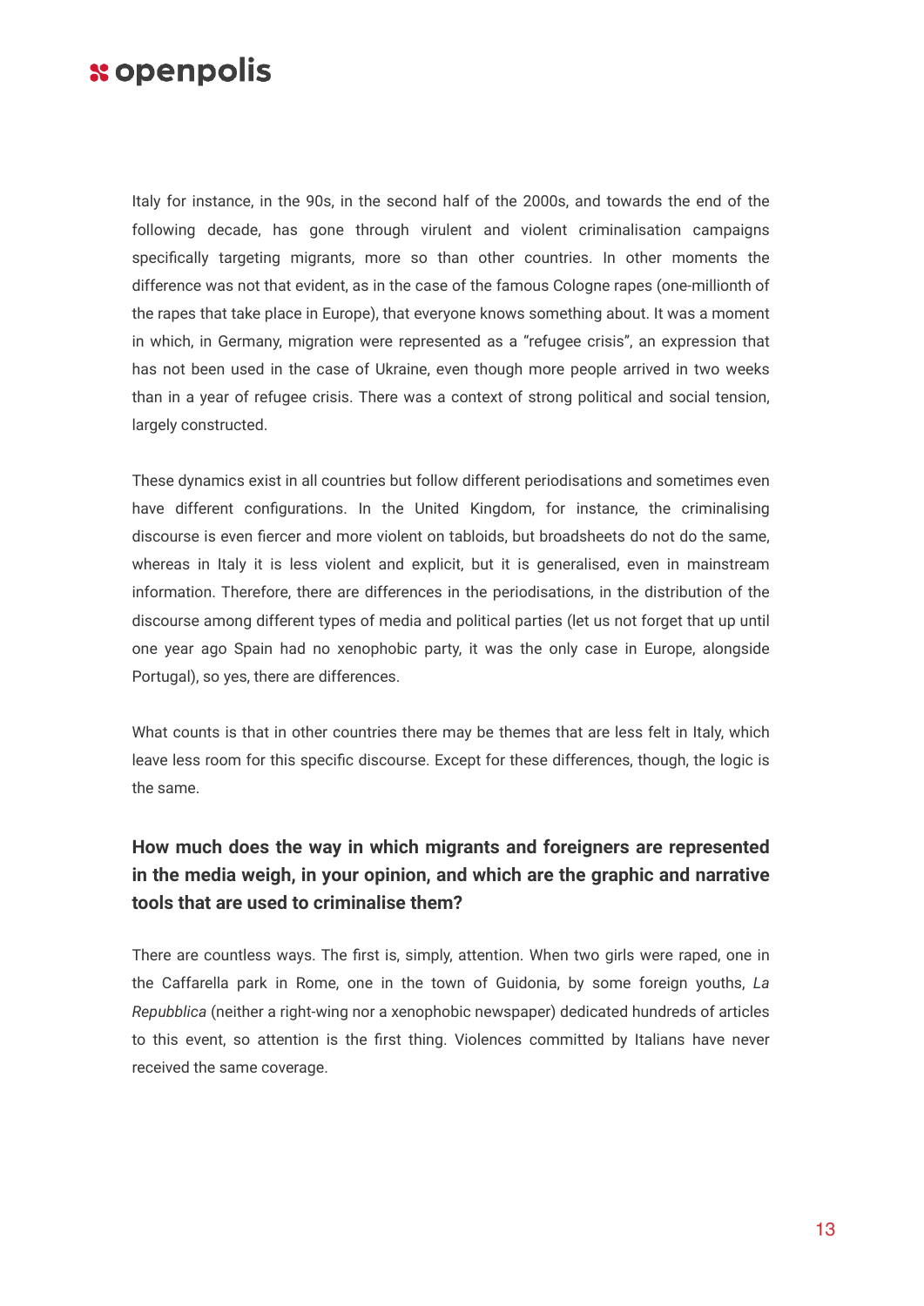Italy for instance, in the 90s, in the second half of the 2000s, and towards the end of the following decade, has gone through virulent and violent criminalisation campaigns specifically targeting migrants, more so than other countries. In other moments the difference was not that evident, as in the case of the famous Cologne rapes (one-millionth of the rapes that take place in Europe), that everyone knows something about. It was a moment in which, in Germany, migration were represented as a “refugee crisis”, an expression that has not been used in the case of Ukraine, even though more people arrived in two weeks than in a year of refugee crisis. There was a context of strong political and social tension, largely constructed.

These dynamics exist in all countries but follow different periodisations and sometimes even have different configurations. In the United Kingdom, for instance, the criminalising discourse is even fiercer and more violent on tabloids, but broadsheets do not do the same, whereas in Italy it is less violent and explicit, but it is generalised, even in mainstream information. Therefore, there are differences in the periodisations, in the distribution of the discourse among different types of media and political parties (let us not forget that up until one year ago Spain had no xenophobic party, it was the only case in Europe, alongside Portugal), so yes, there are differences.

What counts is that in other countries there may be themes that are less felt in Italy, which leave less room for this specific discourse. Except for these differences, though, the logic is the same.

### How much does the way in which migrants and foreigners are represented in the media weigh, in your opinion, and which are the graphic and narrative tools that are used to criminalise them?

There are countless ways. The first is, simply, attention. When two girls were raped, one in the Caffarella park in Rome, one in the town of Guidonia, by some foreign youths, *La Repubblica* (neither a right-wing nor a xenophobic newspaper) dedicated hundreds of articles to this event, so attention is the first thing. Violences committed by Italians have never received the same coverage.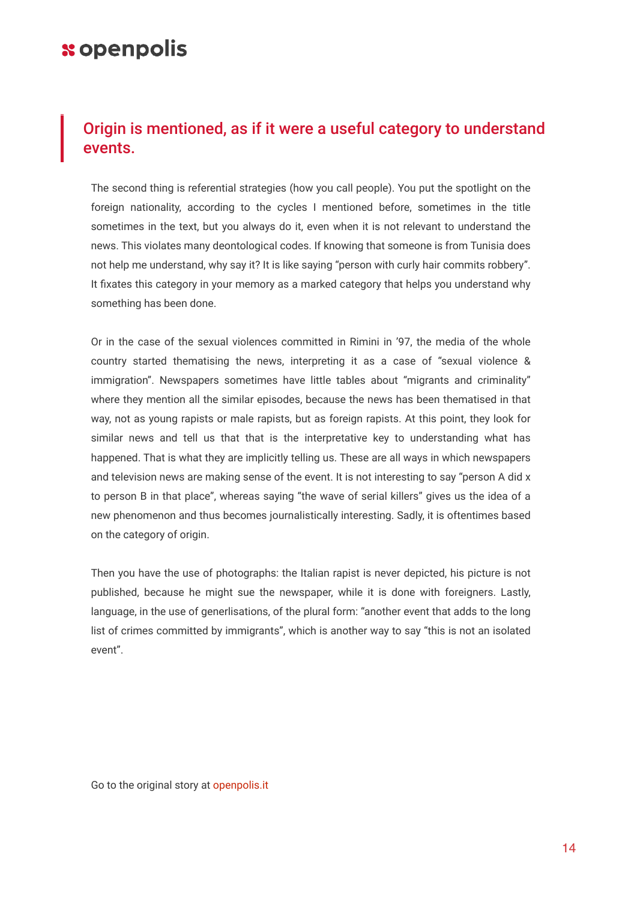## Origin is mentioned, as if it were a useful category to understand events.

The second thing is referential strategies (how you call people). You put the spotlight on the foreign nationality, according to the cycles I mentioned before, sometimes in the title sometimes in the text, but you always do it, even when it is not relevant to understand the news. This violates many deontological codes. If knowing that someone is from Tunisia does not help me understand, why say it? It is like saying "person with curly hair commits robbery". It fixates this category in your memory as a marked category that helps you understand why something has been done.

Or in the case of the sexual violences committed in Rimini in '97, the media of the whole country started thematising the news, interpreting it as a case of "sexual violence & immigration". Newspapers sometimes have little tables about "migrants and criminality" where they mention all the similar episodes, because the news has been thematised in that way, not as young rapists or male rapists, but as foreign rapists. At this point, they look for similar news and tell us that that is the interpretative key to understanding what has happened. That is what they are implicitly telling us. These are all ways in which newspapers and television news are making sense of the event. It is not interesting to say "person A did x to person B in that place", whereas saying "the wave of serial killers" gives us the idea of a new phenomenon and thus becomes journalistically interesting. Sadly, it is oftentimes based on the category of origin.

Then you have the use of photographs: the Italian rapist is never depicted, his picture is not published, because he might sue the newspaper, while it is done with foreigners. Lastly, language, in the use of generlisations, of the plural form: "another event that adds to the long list of crimes committed by immigrants", which is another way to say "this is not an isolated event".

Go to the original story at openpolis.it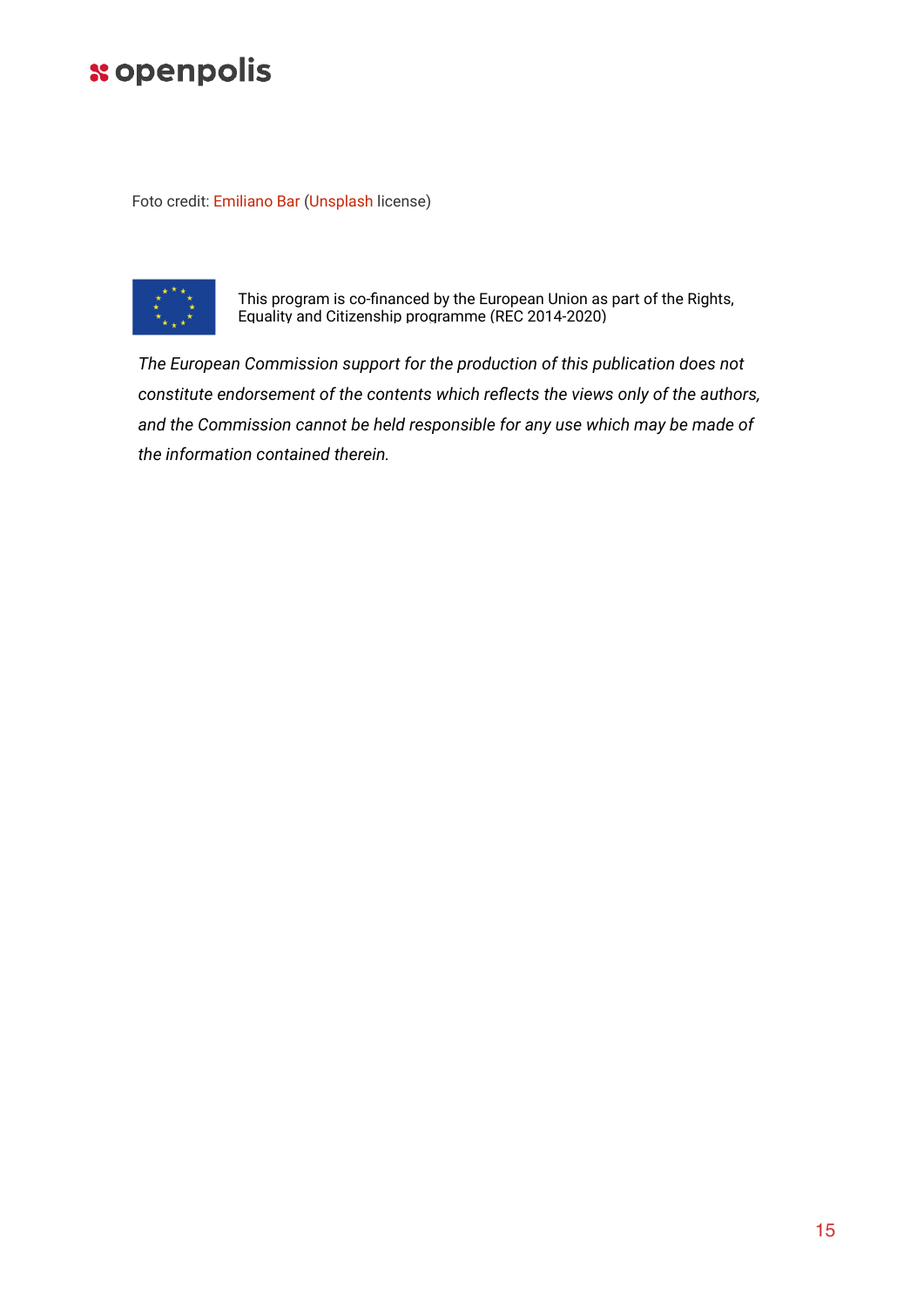Foto credit: Emiliano Bar (Unsplash license)

This program is co-financed by the European Union as part of the Rights, Equality and Citizenship programme (REC 2014-2020)

*The European Commission support for the production of this publication does not constitute endorsement of the contents which reflects the views only of the authors, and the Commission cannot be held responsible for any use which may be made of the information contained therein.*